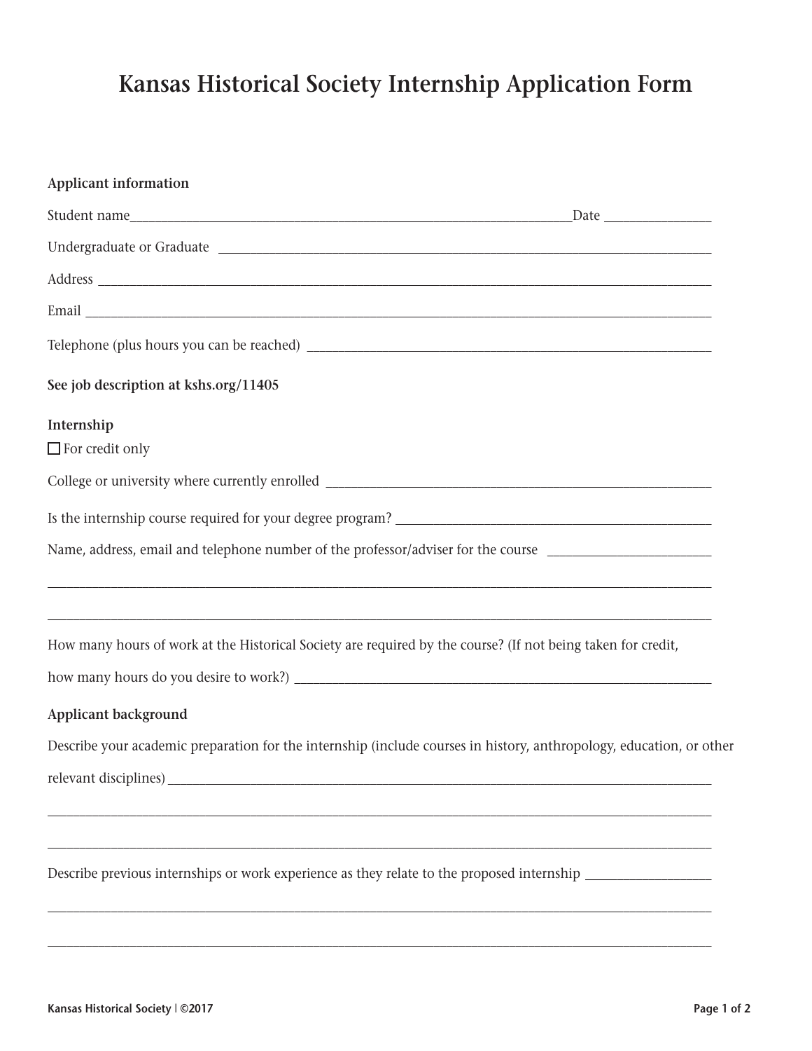# Kansas Historical Society Internship Application Form

**Applicant information**

Student name\_\_\_\_\_\_\_\_\_\_\_\_\_\_\_\_\_\_\_\_\_\_\_\_\_\_\_\_\_\_\_\_\_\_\_\_\_\_\_\_\_\_\_\_\_\_\_\_\_\_\_\_\_\_\_\_\_\_\_\_\_\_Date \_\_\_\_\_\_\_\_\_\_\_\_\_\_\_

Undergraduate or Graduate \_\_\_\_\_\_\_\_\_\_\_\_\_\_\_\_\_\_\_\_\_\_\_\_\_\_\_\_\_\_\_\_\_\_\_\_\_\_\_\_\_\_\_\_\_\_\_\_\_\_\_\_\_\_\_\_\_\_\_\_\_\_\_\_\_\_\_\_\_\_

Address \_\_\_\_\_\_\_\_\_\_\_\_\_\_\_\_\_\_\_\_\_\_\_\_\_\_\_\_\_\_\_\_\_\_\_\_\_\_\_\_\_\_\_\_\_\_\_\_\_\_\_\_\_\_\_\_\_\_\_\_\_\_\_\_\_\_\_\_\_\_\_\_\_\_\_\_\_\_\_\_\_\_\_\_\_\_\_\_

Email \_\_\_\_\_\_\_\_\_\_\_\_\_\_\_\_\_\_\_\_\_\_\_\_\_\_\_\_\_\_\_\_\_\_\_\_\_\_\_\_\_\_\_\_\_\_\_\_\_\_\_\_\_\_\_\_\_\_\_\_\_\_\_\_\_\_\_\_\_\_\_\_\_\_\_\_\_\_\_\_\_\_\_\_\_\_\_\_\_\_

Telephone (plus hours you can be reached) \_\_\_\_\_\_\_\_\_\_\_\_\_\_\_\_\_\_\_\_\_\_\_\_\_\_\_\_\_\_\_\_\_\_\_\_\_\_\_\_\_\_\_\_\_\_\_\_\_\_\_\_\_\_\_\_\_\_

**See job description at kshs.org/11405**

**Internship**

☐ For credit only

College or university where currently enrolled \_\_\_\_\_\_\_\_\_\_\_\_\_\_\_\_\_\_\_\_\_\_\_\_\_\_\_\_\_\_\_\_\_\_\_\_\_\_\_\_\_\_\_\_\_\_\_\_\_\_\_\_\_\_

Is the internship course required for your degree program? \_\_\_\_\_\_\_\_\_\_\_\_\_\_\_\_\_\_\_\_\_\_\_\_\_\_\_\_\_\_\_\_\_\_\_\_\_\_\_\_\_\_\_\_

Name, address, email and telephone number of the professor/adviser for the course \_\_\_\_\_\_\_\_\_\_\_\_\_\_\_\_\_\_\_\_\_\_\_

\_\_\_\_\_\_\_\_\_\_\_\_\_\_\_\_\_\_\_\_\_\_\_\_\_\_\_\_\_\_\_\_\_\_\_\_\_\_\_\_\_\_\_\_\_\_\_\_\_\_\_\_\_\_\_\_\_\_\_\_\_\_\_\_\_\_\_\_\_\_\_\_\_\_\_\_\_\_\_\_\_\_\_\_\_\_\_\_\_\_\_\_\_\_

\_\_\_\_\_\_\_\_\_\_\_\_\_\_\_\_\_\_\_\_\_\_\_\_\_\_\_\_\_\_\_\_\_\_\_\_\_\_\_\_\_\_\_\_\_\_\_\_\_\_\_\_\_\_\_\_\_\_\_\_\_\_\_\_\_\_\_\_\_\_\_\_\_\_\_\_\_\_\_\_\_\_\_\_\_\_\_\_\_\_\_\_\_\_

How many hours of work at the Historical Society are required by the course? (If not being taken for credit, how many hours do you desire to work?) \_\_\_\_\_\_\_\_\_\_\_\_\_\_\_\_\_\_\_\_\_\_\_\_\_\_\_\_\_\_\_\_\_\_\_\_\_\_\_\_\_\_\_\_\_\_\_\_\_\_\_\_\_\_\_\_\_\_\_\_

**Applicant background**

Describe your academic preparation for the internship (include courses in history, anthropology, education, or other relevant disciplines) \_\_\_\_\_\_\_\_\_\_\_\_\_\_\_\_\_\_\_\_\_\_\_\_\_\_\_\_\_\_\_\_\_\_\_\_\_\_\_\_\_\_\_\_\_\_\_\_\_\_\_\_\_\_\_\_\_\_\_\_\_\_\_\_\_\_\_\_\_\_\_\_\_\_\_\_\_\_\_\_\_\_

\_\_\_\_\_\_\_\_\_\_\_\_\_\_\_\_\_\_\_\_\_\_\_\_\_\_\_\_\_\_\_\_\_\_\_\_\_\_\_\_\_\_\_\_\_\_\_\_\_\_\_\_\_\_\_\_\_\_\_\_\_\_\_\_\_\_\_\_\_\_\_\_\_\_\_\_\_\_\_\_\_\_\_\_\_\_\_\_\_\_\_\_\_\_

\_\_\_\_\_\_\_\_\_\_\_\_\_\_\_\_\_\_\_\_\_\_\_\_\_\_\_\_\_\_\_\_\_\_\_\_\_\_\_\_\_\_\_\_\_\_\_\_\_\_\_\_\_\_\_\_\_\_\_\_\_\_\_\_\_\_\_\_\_\_\_\_\_\_\_\_\_\_\_\_\_\_\_\_\_\_\_\_\_\_\_\_\_\_

Describe previous internships or work experience as they relate to the proposed internship \_\_\_\_\_\_\_\_\_\_\_\_\_\_\_\_\_\_

\_\_\_\_\_\_\_\_\_\_\_\_\_\_\_\_\_\_\_\_\_\_\_\_\_\_\_\_\_\_\_\_\_\_\_\_\_\_\_\_\_\_\_\_\_\_\_\_\_\_\_\_\_\_\_\_\_\_\_\_\_\_\_\_\_\_\_\_\_\_\_\_\_\_\_\_\_\_\_\_\_\_\_\_\_\_\_\_\_\_\_\_\_\_

\_\_\_\_\_\_\_\_\_\_\_\_\_\_\_\_\_\_\_\_\_\_\_\_\_\_\_\_\_\_\_\_\_\_\_\_\_\_\_\_\_\_\_\_\_\_\_\_\_\_\_\_\_\_\_\_\_\_\_\_\_\_\_\_\_\_\_\_\_\_\_\_\_\_\_\_\_\_\_\_\_\_\_\_\_\_\_\_\_\_\_\_\_\_

Kansas Historical Society | ©2017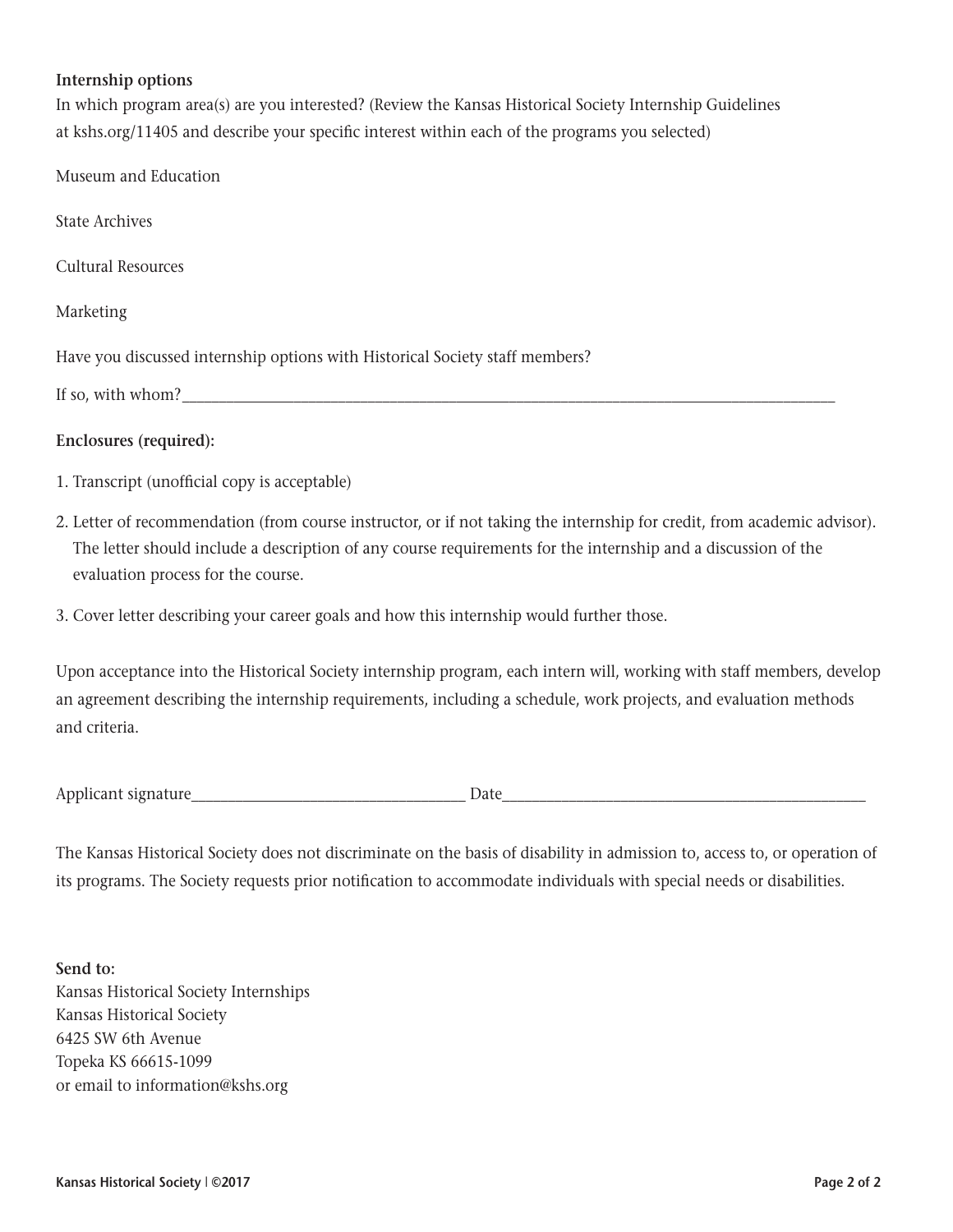**Internship options**

In which program area(s) are you interested? (Review the Kansas Historical Society Internship Guidelines at kshs.org/11405 and describe your specific interest within each of the programs you selected)

Museum and Education

State Archives

Cultural Resources

Marketing

Have you discussed internship options with Historical Society staff members?

If so, with whom?________________________________________________________________________________

**Enclosures (required):**

1. Transcript (unofficial copy is acceptable)
2. Letter of recommendation (from course instructor, or if not taking the internship for credit, from academic advisor). The letter should include a description of any course requirements for the internship and a discussion of the evaluation process for the course.
3. Cover letter describing your career goals and how this internship would further those.

Upon acceptance into the Historical Society internship program, each intern will, working with staff members, develop an agreement describing the internship requirements, including a schedule, work projects, and evaluation methods and criteria.

Applicant signature__________________________________ Date_____________________________________________

The Kansas Historical Society does not discriminate on the basis of disability in admission to, access to, or operation of its programs. The Society requests prior notification to accommodate individuals with special needs or disabilities.

**Send to:**
Kansas Historical Society Internships
Kansas Historical Society
6425 SW 6th Avenue
Topeka KS 66615-1099
or email to information@kshs.org

**Kansas Historical Society** | ©2017